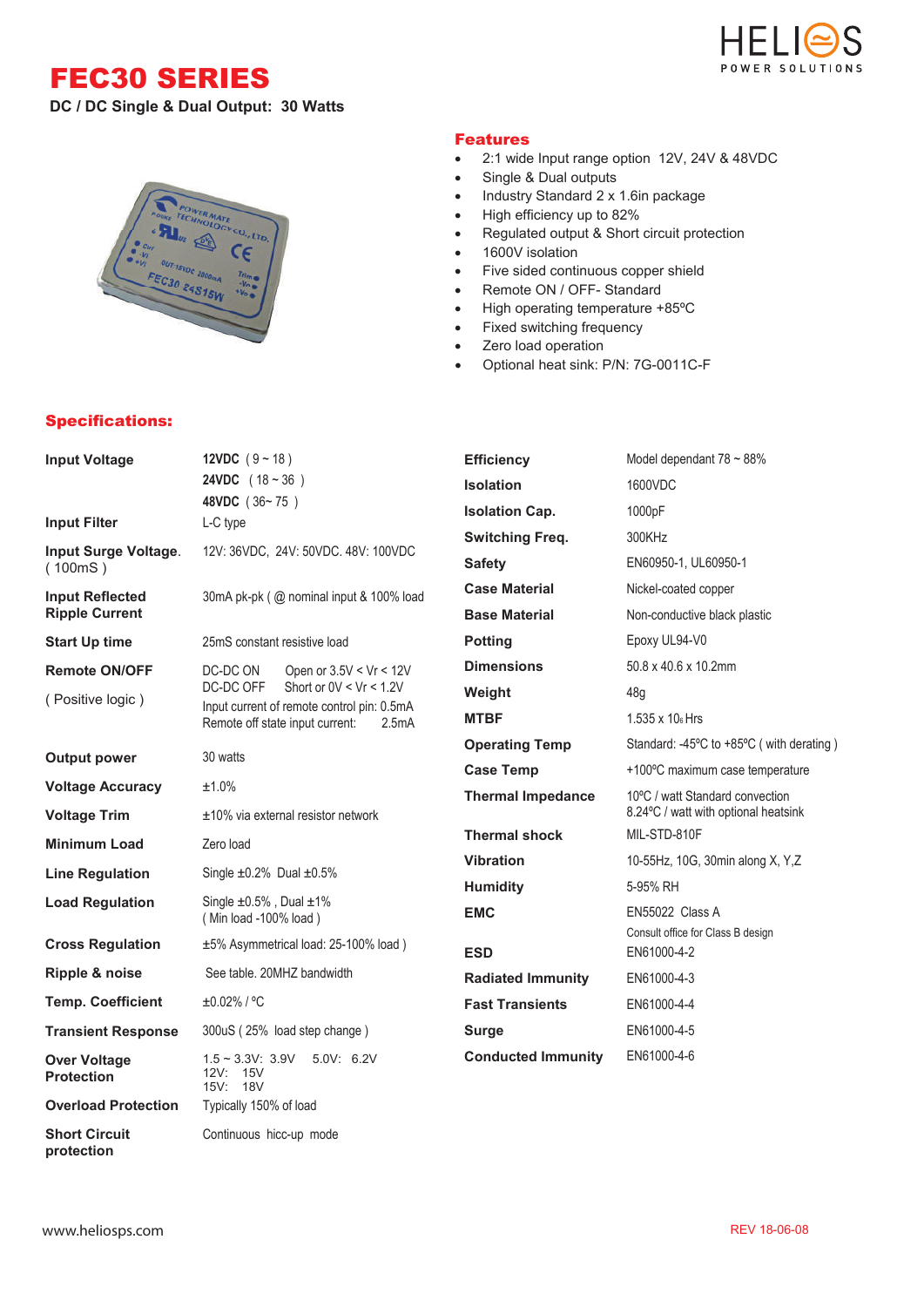# FEC30 SERIES

**DC / DC Single & Dual Output: 30 Watts**

## Features

- 2:1 wide Input range option 12V, 24V & 48VDC
- Single & Dual outputs
- Industry Standard 2 x 1.6in package
- High efficiency up to 82%
- Regulated output & Short circuit protection
- 1600V isolation
- Five sided continuous copper shield
- Remote ON / OFF- Standard
- High operating temperature +85ºC
- Fixed switching frequency
- Zero load operation
- Optional heat sink: P/N: 7G-0011C-F

## Specifications:

| Parameter | Value |
|---|---|
| **Input Voltage** | **12VDC** ( 9 ~ 18 )<br>**24VDC** ( 18 ~ 36 )<br>**48VDC** ( 36~ 75 ) |
| **Input Filter** | L-C type |
| **Input Surge Voltage.** ( 100mS ) | 12V: 36VDC, 24V: 50VDC. 48V: 100VDC |
| **Input Reflected Ripple Current** | 30mA pk-pk ( @ nominal input & 100% load |
| **Start Up time** | 25mS constant resistive load |
| **Remote ON/OFF** ( Positive logic ) | DC-DC ON Open or 3.5V < Vr < 12V<br>DC-DC OFF Short or 0V < Vr < 1.2V<br>Input current of remote control pin: 0.5mA<br>Remote off state input current: 2.5mA |
| **Output power** | 30 watts |
| **Voltage Accuracy** | ±1.0% |
| **Voltage Trim** | ±10% via external resistor network |
| **Minimum Load** | Zero load |
| **Line Regulation** | Single ±0.2% Dual ±0.5% |
| **Load Regulation** | Single ±0.5% , Dual ±1%<br>( Min load -100% load ) |
| **Cross Regulation** | ±5% Asymmetrical load: 25-100% load ) |
| **Ripple & noise** | See table. 20MHZ bandwidth |
| **Temp. Coefficient** | ±0.02% / ºC |
| **Transient Response** | 300uS ( 25% load step change ) |
| **Over Voltage Protection** | 1.5 ~ 3.3V: 3.9V 5.0V: 6.2V<br>12V: 15V<br>15V: 18V |
| **Overload Protection** | Typically 150% of load |
| **Short Circuit protection** | Continuous hicc-up mode |
| **Efficiency** | Model dependant 78 ~ 88% |
| **Isolation** | 1600VDC |
| **Isolation Cap.** | 1000pF |
| **Switching Freq.** | 300KHz |
| **Safety** | EN60950-1, UL60950-1 |
| **Case Material** | Nickel-coated copper |
| **Base Material** | Non-conductive black plastic |
| **Potting** | Epoxy UL94-V0 |
| **Dimensions** | 50.8 x 40.6 x 10.2mm |
| **Weight** | 48g |
| **MTBF** | 1.535 x $10^6$ Hrs |
| **Operating Temp** | Standard: -45ºC to +85ºC ( with derating ) |
| **Case Temp** | +100ºC maximum case temperature |
| **Thermal Impedance** | 10ºC / watt Standard convection<br>8.24ºC / watt with optional heatsink |
| **Thermal shock** | MIL-STD-810F |
| **Vibration** | 10-55Hz, 10G, 30min along X, Y,Z |
| **Humidity** | 5-95% RH |
| **EMC** | EN55022 Class A<br>Consult office for Class B design |
| **ESD** | EN61000-4-2 |
| **Radiated Immunity** | EN61000-4-3 |
| **Fast Transients** | EN61000-4-4 |
| **Surge** | EN61000-4-5 |
| **Conducted Immunity** | EN61000-4-6 |

www.heliosps.com

REV 18-06-08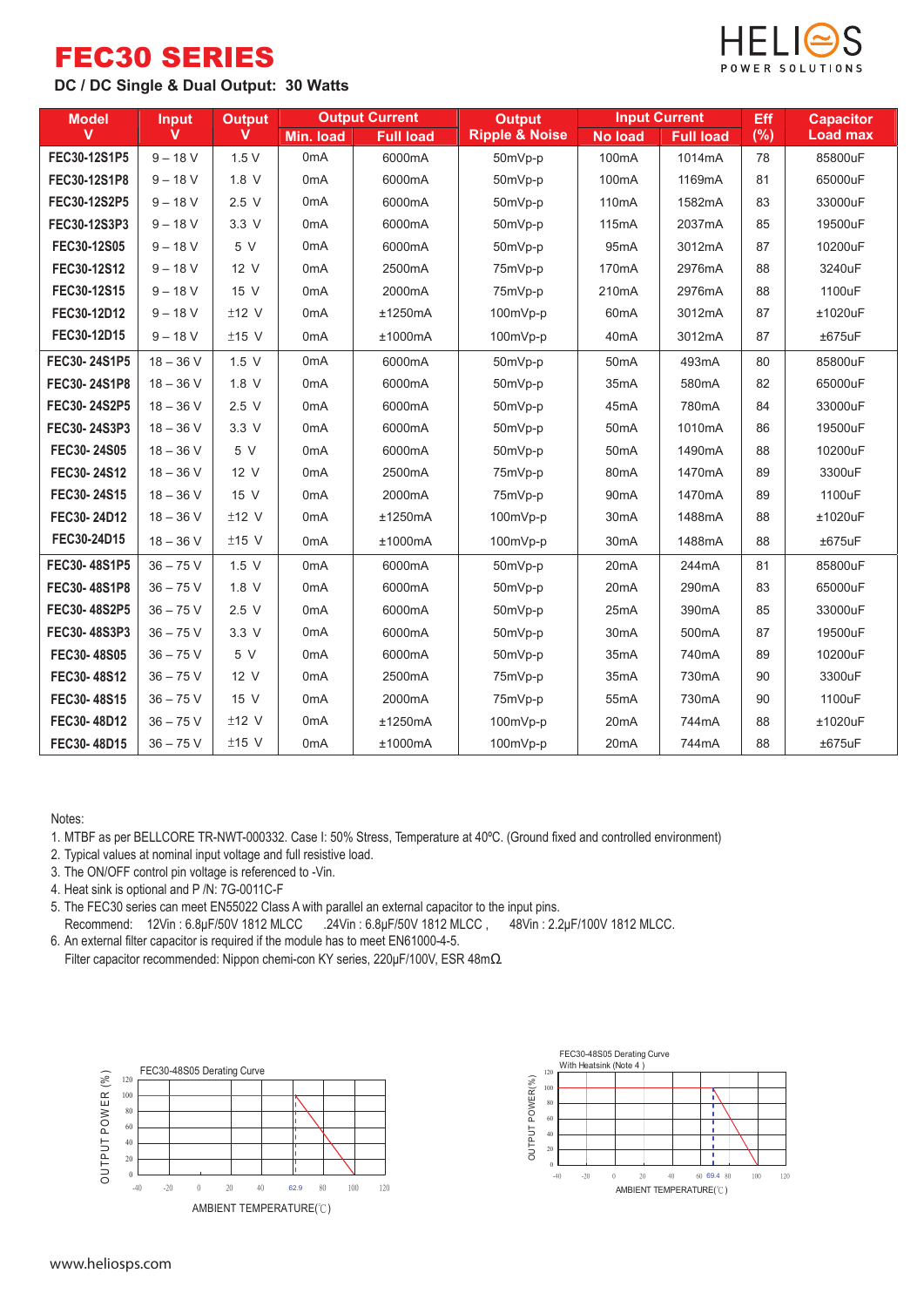# FEC30 SERIES

HELIOS POWER SOLUTIONS

DC / DC Single & Dual Output: 30 Watts

| Model V | Input V | Output V | Output Current | | Output Ripple & Noise | Input Current | | Eff (%) | Capacitor Load max |
|---|---|---|---|---|---|---|---|---|---|
| | | | Min. load | Full load | | No load | Full load | | |
| FEC30-12S1P5 | 9 – 18 V | 1.5 V | 0mA | 6000mA | 50mVp-p | 100mA | 1014mA | 78 | 85800uF |
| FEC30-12S1P8 | 9 – 18 V | 1.8 V | 0mA | 6000mA | 50mVp-p | 100mA | 1169mA | 81 | 65000uF |
| FEC30-12S2P5 | 9 – 18 V | 2.5 V | 0mA | 6000mA | 50mVp-p | 110mA | 1582mA | 83 | 33000uF |
| FEC30-12S3P3 | 9 – 18 V | 3.3 V | 0mA | 6000mA | 50mVp-p | 115mA | 2037mA | 85 | 19500uF |
| FEC30-12S05 | 9 – 18 V | 5 V | 0mA | 6000mA | 50mVp-p | 95mA | 3012mA | 87 | 10200uF |
| FEC30-12S12 | 9 – 18 V | 12 V | 0mA | 2500mA | 75mVp-p | 170mA | 2976mA | 88 | 3240uF |
| FEC30-12S15 | 9 – 18 V | 15 V | 0mA | 2000mA | 75mVp-p | 210mA | 2976mA | 88 | 1100uF |
| FEC30-12D12 | 9 – 18 V | ±12 V | 0mA | ±1250mA | 100mVp-p | 60mA | 3012mA | 87 | ±1020uF |
| FEC30-12D15 | 9 – 18 V | ±15 V | 0mA | ±1000mA | 100mVp-p | 40mA | 3012mA | 87 | ±675uF |
| FEC30- 24S1P5 | 18 – 36 V | 1.5 V | 0mA | 6000mA | 50mVp-p | 50mA | 493mA | 80 | 85800uF |
| FEC30- 24S1P8 | 18 – 36 V | 1.8 V | 0mA | 6000mA | 50mVp-p | 35mA | 580mA | 82 | 65000uF |
| FEC30- 24S2P5 | 18 – 36 V | 2.5 V | 0mA | 6000mA | 50mVp-p | 45mA | 780mA | 84 | 33000uF |
| FEC30- 24S3P3 | 18 – 36 V | 3.3 V | 0mA | 6000mA | 50mVp-p | 50mA | 1010mA | 86 | 19500uF |
| FEC30- 24S05 | 18 – 36 V | 5 V | 0mA | 6000mA | 50mVp-p | 50mA | 1490mA | 88 | 10200uF |
| FEC30- 24S12 | 18 – 36 V | 12 V | 0mA | 2500mA | 75mVp-p | 80mA | 1470mA | 89 | 3300uF |
| FEC30- 24S15 | 18 – 36 V | 15 V | 0mA | 2000mA | 75mVp-p | 90mA | 1470mA | 89 | 1100uF |
| FEC30- 24D12 | 18 – 36 V | ±12 V | 0mA | ±1250mA | 100mVp-p | 30mA | 1488mA | 88 | ±1020uF |
| FEC30-24D15 | 18 – 36 V | ±15 V | 0mA | ±1000mA | 100mVp-p | 30mA | 1488mA | 88 | ±675uF |
| FEC30- 48S1P5 | 36 – 75 V | 1.5 V | 0mA | 6000mA | 50mVp-p | 20mA | 244mA | 81 | 85800uF |
| FEC30- 48S1P8 | 36 – 75 V | 1.8 V | 0mA | 6000mA | 50mVp-p | 20mA | 290mA | 83 | 65000uF |
| FEC30- 48S2P5 | 36 – 75 V | 2.5 V | 0mA | 6000mA | 50mVp-p | 25mA | 390mA | 85 | 33000uF |
| FEC30- 48S3P3 | 36 – 75 V | 3.3 V | 0mA | 6000mA | 50mVp-p | 30mA | 500mA | 87 | 19500uF |
| FEC30- 48S05 | 36 – 75 V | 5 V | 0mA | 6000mA | 50mVp-p | 35mA | 740mA | 89 | 10200uF |
| FEC30- 48S12 | 36 – 75 V | 12 V | 0mA | 2500mA | 75mVp-p | 35mA | 730mA | 90 | 3300uF |
| FEC30- 48S15 | 36 – 75 V | 15 V | 0mA | 2000mA | 75mVp-p | 55mA | 730mA | 90 | 1100uF |
| FEC30- 48D12 | 36 – 75 V | ±12 V | 0mA | ±1250mA | 100mVp-p | 20mA | 744mA | 88 | ±1020uF |
| FEC30- 48D15 | 36 – 75 V | ±15 V | 0mA | ±1000mA | 100mVp-p | 20mA | 744mA | 88 | ±675uF |

Notes:

1. MTBF as per BELLCORE TR-NWT-000332. Case I: 50% Stress, Temperature at 40ºC. (Ground fixed and controlled environment)
2. Typical values at nominal input voltage and full resistive load.
3. The ON/OFF control pin voltage is referenced to -Vin.
4. Heat sink is optional and P /N: 7G-0011C-F
5. The FEC30 series can meet EN55022 Class A with parallel an external capacitor to the input pins.
   Recommend: 12Vin : 6.8μF/50V 1812 MLCC .24Vin : 6.8μF/50V 1812 MLCC , 48Vin : 2.2μF/100V 1812 MLCC.
6. An external filter capacitor is required if the module has to meet EN61000-4-5.
   Filter capacitor recommended: Nippon chemi-con KY series, 220μF/100V, ESR 48mΩ.

FEC30-48S05 Derating Curve

OUTPUT POWER (%) vs. AMBIENT TEMPERATURE(℃) — 62.9

FEC30-48S05 Derating Curve With Heatsink (Note 4 )

OUTPUT POWER(%) vs. AMBIENT TEMPERATURE(℃) — 69.4

www.heliosps.com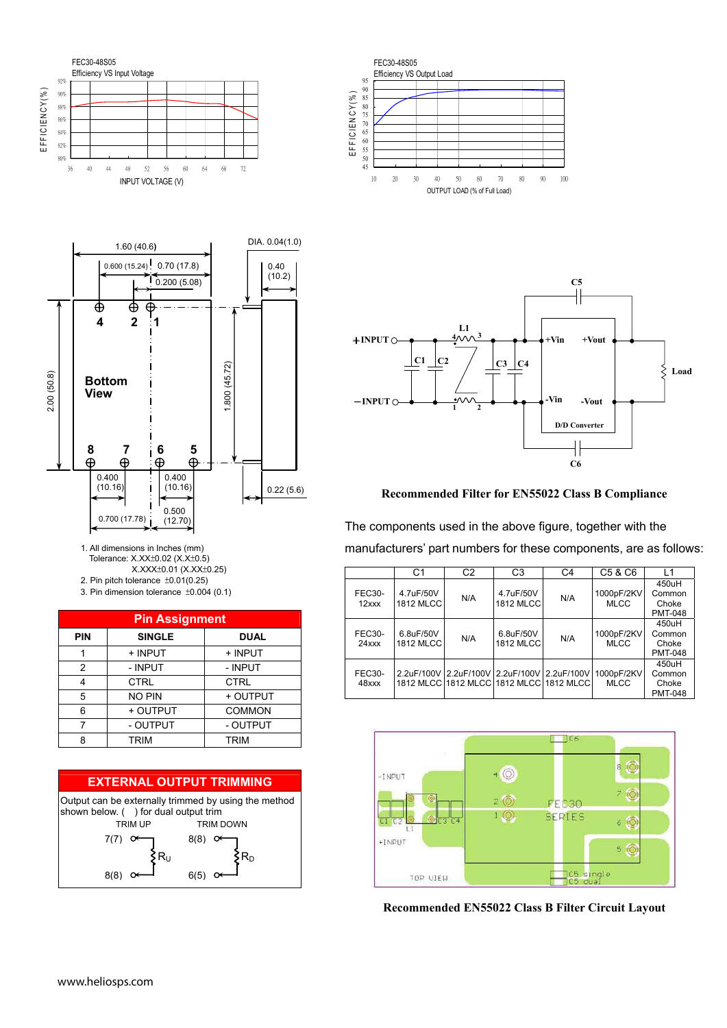FEC30-48S05
Efficiency VS Input Voltage

EFFICIENCY(%)

92%
90%
88%
86%
84%
82%
80%

36 40 44 48 52 56 60 64 68 72

INPUT VOLTAGE (V)

FEC30-48S05
Efficiency VS Output Load

EFFICIENCY(%)

95
90
85
80
75
70
65
60
55
50
45

10 20 30 40 50 60 70 80 90 100

OUTPUT LOAD (% of Full Load)

1.60 (40.6)
0.600 (15.24)
0.70 (17.8)
0.200 (5.08)
DIA. 0.04(1.0)
0.40 (10.2)
2.00 (50.8)
1.800 (45.72)
Bottom View
4 2 1
8 7 6 5
0.400 (10.16)
0.400 (10.16)
0.500 (12.70)
0.700 (17.78)
0.22 (5.6)

1. All dimensions in Inches (mm)
   Tolerance: X.XX±0.02 (X.X±0.5)
   X.XXX±0.01 (X.XX±0.25)
2. Pin pitch tolerance ±0.01(0.25)
3. Pin dimension tolerance ±0.004 (0.1)

| Pin Assignment | | |
|---|---|---|
| PIN | SINGLE | DUAL |
| 1 | + INPUT | + INPUT |
| 2 | - INPUT | - INPUT |
| 4 | CTRL | CTRL |
| 5 | NO PIN | + OUTPUT |
| 6 | + OUTPUT | COMMON |
| 7 | - OUTPUT | - OUTPUT |
| 8 | TRIM | TRIM |

## EXTERNAL OUTPUT TRIMMING

Output can be externally trimmed by using the method shown below. ( ) for dual output trim

TRIM UP
7(7)
8(8)
$R_U$

TRIM DOWN
8(8)
6(5)
$R_D$

C5
L1
+INPUT
C1
C2
C3
C4
+Vin
+Vout
Load
−INPUT
-Vin
-Vout
D/D Converter
C6

**Recommended Filter for EN55022 Class B Compliance**

The components used in the above figure, together with the manufacturers' part numbers for these components, are as follows:

| | C1 | C2 | C3 | C4 | C5 & C6 | L1 |
|---|---|---|---|---|---|---|
| FEC30-12xxx | 4.7uF/50V 1812 MLCC | N/A | 4.7uF/50V 1812 MLCC | N/A | 1000pF/2KV MLCC | 450uH Common Choke PMT-048 |
| FEC30-24xxx | 6.8uF/50V 1812 MLCC | N/A | 6.8uF/50V 1812 MLCC | N/A | 1000pF/2KV MLCC | 450uH Common Choke PMT-048 |
| FEC30-48xxx | 2.2uF/100V 1812 MLCC | 2.2uF/100V 1812 MLCC | 2.2uF/100V 1812 MLCC | 2.2uF/100V 1812 MLCC | 1000pF/2KV MLCC | 450uH Common Choke PMT-048 |

C6
-INPUT
C1 C2
L1
+INPUT
C3 C4
4
2
1
FEC30
SERIES
8
7
6
5
TOP VIEW
C5 single
C5 dual

**Recommended EN55022 Class B Filter Circuit Layout**

www.heliosps.com